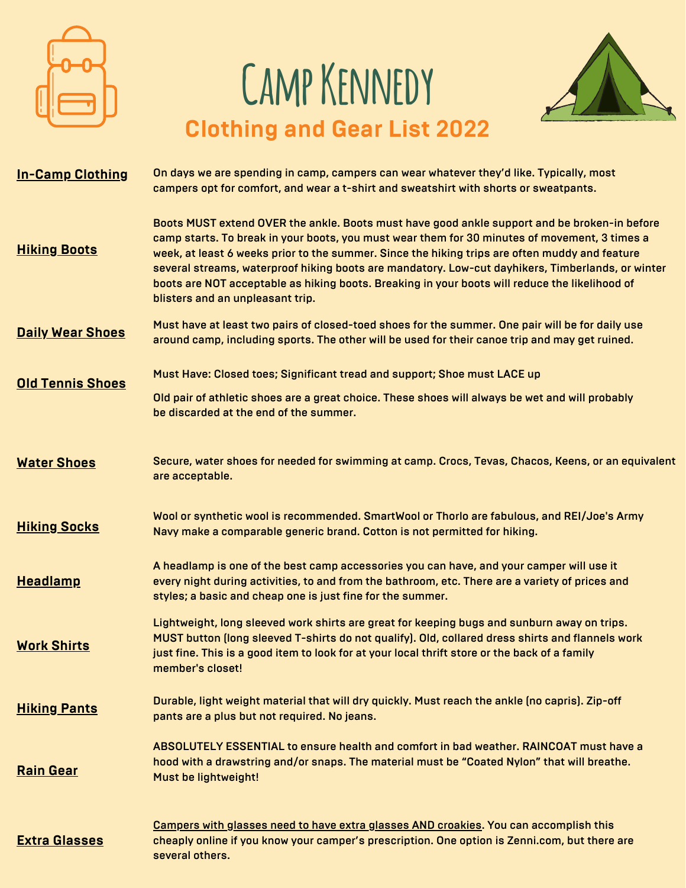# Camp Kennedy

## Clothing and Gear List 2022

| | |
|---|---|
| **In-Camp Clothing** | On days we are spending in camp, campers can wear whatever they'd like. Typically, most campers opt for comfort, and wear a t-shirt and sweatshirt with shorts or sweatpants. |
| **Hiking Boots** | Boots MUST extend OVER the ankle. Boots must have good ankle support and be broken-in before camp starts. To break in your boots, you must wear them for 30 minutes of movement, 3 times a week, at least 6 weeks prior to the summer. Since the hiking trips are often muddy and feature several streams, waterproof hiking boots are mandatory. Low-cut dayhikers, Timberlands, or winter boots are NOT acceptable as hiking boots. Breaking in your boots will reduce the likelihood of blisters and an unpleasant trip. |
| **Daily Wear Shoes** | Must have at least two pairs of closed-toed shoes for the summer. One pair will be for daily use around camp, including sports. The other will be used for their canoe trip and may get ruined. |
| **Old Tennis Shoes** | Must Have: Closed toes; Significant tread and support; Shoe must LACE up<br><br>Old pair of athletic shoes are a great choice. These shoes will always be wet and will probably be discarded at the end of the summer. |
| **Water Shoes** | Secure, water shoes for needed for swimming at camp. Crocs, Tevas, Chacos, Keens, or an equivalent are acceptable. |
| **Hiking Socks** | Wool or synthetic wool is recommended. SmartWool or Thorlo are fabulous, and REI/Joe's Army Navy make a comparable generic brand. Cotton is not permitted for hiking. |
| **Headlamp** | A headlamp is one of the best camp accessories you can have, and your camper will use it every night during activities, to and from the bathroom, etc. There are a variety of prices and styles; a basic and cheap one is just fine for the summer. |
| **Work Shirts** | Lightweight, long sleeved work shirts are great for keeping bugs and sunburn away on trips. MUST button (long sleeved T-shirts do not qualify). Old, collared dress shirts and flannels work just fine. This is a good item to look for at your local thrift store or the back of a family member's closet! |
| **Hiking Pants** | Durable, light weight material that will dry quickly. Must reach the ankle (no capris). Zip-off pants are a plus but not required. No jeans. |
| **Rain Gear** | ABSOLUTELY ESSENTIAL to ensure health and comfort in bad weather. RAINCOAT must have a hood with a drawstring and/or snaps. The material must be "Coated Nylon" that will breathe. Must be lightweight! |
| **Extra Glasses** | <u>Campers with glasses need to have extra glasses AND croakies</u>. You can accomplish this cheaply online if you know your camper's prescription. One option is Zenni.com, but there are several others. |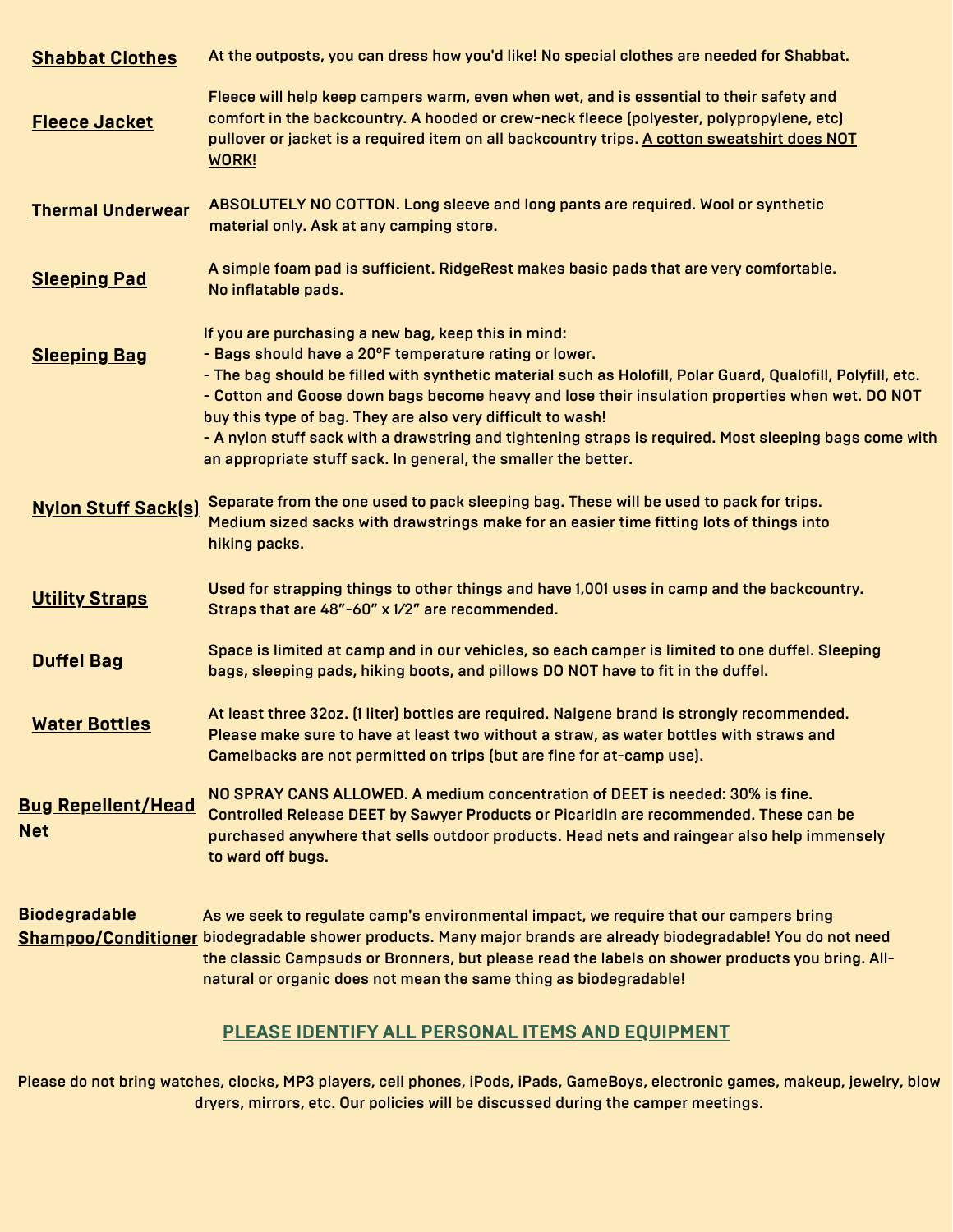**Shabbat Clothes**

At the outposts, you can dress how you'd like! No special clothes are needed for Shabbat.

**Fleece Jacket**

Fleece will help keep campers warm, even when wet, and is essential to their safety and comfort in the backcountry. A hooded or crew-neck fleece (polyester, polypropylene, etc) pullover or jacket is a required item on all backcountry trips. A cotton sweatshirt does NOT WORK!

**Thermal Underwear**

ABSOLUTELY NO COTTON. Long sleeve and long pants are required. Wool or synthetic material only. Ask at any camping store.

**Sleeping Pad**

A simple foam pad is sufficient. RidgeRest makes basic pads that are very comfortable. No inflatable pads.

**Sleeping Bag**

If you are purchasing a new bag, keep this in mind:
- Bags should have a 20°F temperature rating or lower.
- The bag should be filled with synthetic material such as Holofill, Polar Guard, Qualofill, Polyfill, etc.
- Cotton and Goose down bags become heavy and lose their insulation properties when wet. DO NOT buy this type of bag. They are also very difficult to wash!
- A nylon stuff sack with a drawstring and tightening straps is required. Most sleeping bags come with an appropriate stuff sack. In general, the smaller the better.

**Nylon Stuff Sack(s)**

Separate from the one used to pack sleeping bag. These will be used to pack for trips. Medium sized sacks with drawstrings make for an easier time fitting lots of things into hiking packs.

**Utility Straps**

Used for strapping things to other things and have 1,001 uses in camp and the backcountry. Straps that are 48"-60" x 1/2" are recommended.

**Duffel Bag**

Space is limited at camp and in our vehicles, so each camper is limited to one duffel. Sleeping bags, sleeping pads, hiking boots, and pillows DO NOT have to fit in the duffel.

**Water Bottles**

At least three 32oz. (1 liter) bottles are required. Nalgene brand is strongly recommended. Please make sure to have at least two without a straw, as water bottles with straws and Camelbacks are not permitted on trips (but are fine for at-camp use).

**Bug Repellent/Head Net**

NO SPRAY CANS ALLOWED. A medium concentration of DEET is needed: 30% is fine. Controlled Release DEET by Sawyer Products or Picaridin are recommended. These can be purchased anywhere that sells outdoor products. Head nets and raingear also help immensely to ward off bugs.

**Biodegradable Shampoo/Conditioner**

As we seek to regulate camp's environmental impact, we require that our campers bring biodegradable shower products. Many major brands are already biodegradable! You do not need the classic Campsuds or Bronners, but please read the labels on shower products you bring. All-natural or organic does not mean the same thing as biodegradable!

## PLEASE IDENTIFY ALL PERSONAL ITEMS AND EQUIPMENT

Please do not bring watches, clocks, MP3 players, cell phones, iPods, iPads, GameBoys, electronic games, makeup, jewelry, blow dryers, mirrors, etc. Our policies will be discussed during the camper meetings.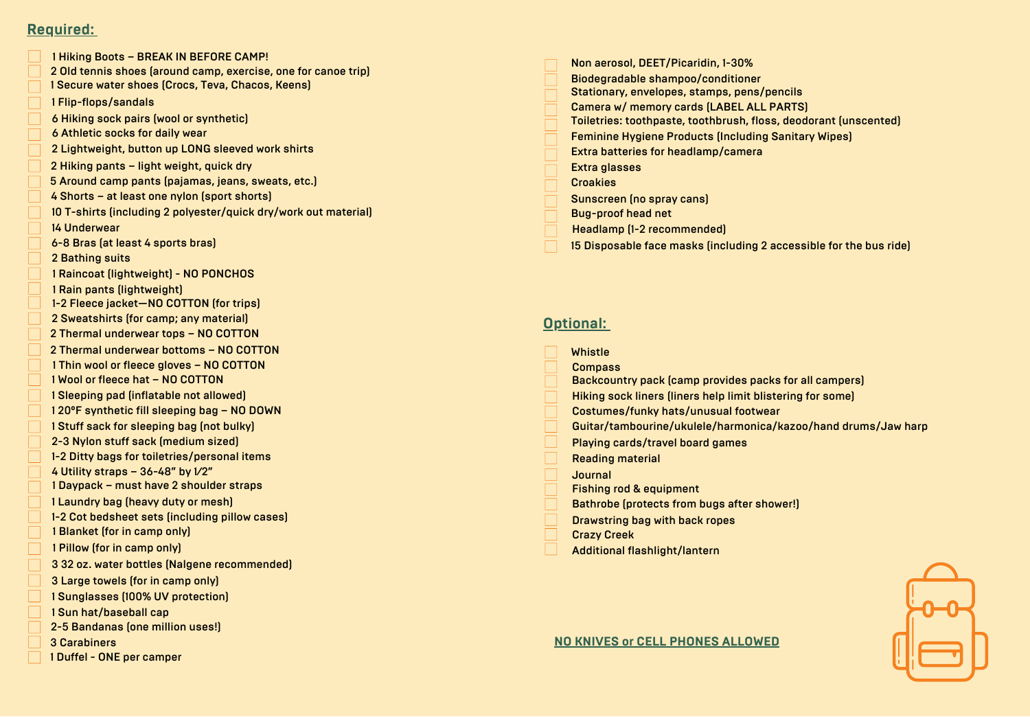## Required:

- [ ] 1 Hiking Boots – BREAK IN BEFORE CAMP!
- [ ] 2 Old tennis shoes (around camp, exercise, one for canoe trip)
- [ ] 1 Secure water shoes (Crocs, Teva, Chacos, Keens)
- [ ] 1 Flip-flops/sandals
- [ ] 6 Hiking sock pairs (wool or synthetic)
- [ ] 6 Athletic socks for daily wear
- [ ] 2 Lightweight, button up LONG sleeved work shirts
- [ ] 2 Hiking pants – light weight, quick dry
- [ ] 5 Around camp pants (pajamas, jeans, sweats, etc.)
- [ ] 4 Shorts – at least one nylon (sport shorts)
- [ ] 10 T-shirts (including 2 polyester/quick dry/work out material)
- [ ] 14 Underwear
- [ ] 6-8 Bras (at least 4 sports bras)
- [ ] 2 Bathing suits
- [ ] 1 Raincoat (lightweight) - NO PONCHOS
- [ ] 1 Rain pants (lightweight)
- [ ] 1-2 Fleece jacket—NO COTTON (for trips)
- [ ] 2 Sweatshirts (for camp; any material)
- [ ] 2 Thermal underwear tops – NO COTTON
- [ ] 2 Thermal underwear bottoms – NO COTTON
- [ ] 1 Thin wool or fleece gloves – NO COTTON
- [ ] 1 Wool or fleece hat – NO COTTON
- [ ] 1 Sleeping pad (inflatable not allowed)
- [ ] 1 20°F synthetic fill sleeping bag – NO DOWN
- [ ] 1 Stuff sack for sleeping bag (not bulky)
- [ ] 2-3 Nylon stuff sack (medium sized)
- [ ] 1-2 Ditty bags for toiletries/personal items
- [ ] 4 Utility straps – 36-48" by 1/2"
- [ ] 1 Daypack – must have 2 shoulder straps
- [ ] 1 Laundry bag (heavy duty or mesh)
- [ ] 1-2 Cot bedsheet sets (including pillow cases)
- [ ] 1 Blanket (for in camp only)
- [ ] 1 Pillow (for in camp only)
- [ ] 3 32 oz. water bottles (Nalgene recommended)
- [ ] 3 Large towels (for in camp only)
- [ ] 1 Sunglasses (100% UV protection)
- [ ] 1 Sun hat/baseball cap
- [ ] 2-5 Bandanas (one million uses!)
- [ ] 3 Carabiners
- [ ] 1 Duffel - ONE per camper
- [ ] Non aerosol, DEET/Picaridin, 1-30%
- [ ] Biodegradable shampoo/conditioner
- [ ] Stationary, envelopes, stamps, pens/pencils
- [ ] Camera w/ memory cards (LABEL ALL PARTS)
- [ ] Toiletries: toothpaste, toothbrush, floss, deodorant (unscented)
- [ ] Feminine Hygiene Products (Including Sanitary Wipes)
- [ ] Extra batteries for headlamp/camera
- [ ] Extra glasses
- [ ] Croakies
- [ ] Sunscreen (no spray cans)
- [ ] Bug-proof head net
- [ ] Headlamp (1-2 recommended)
- [ ] 15 Disposable face masks (including 2 accessible for the bus ride)

## Optional:

- [ ] Whistle
- [ ] Compass
- [ ] Backcountry pack (camp provides packs for all campers)
- [ ] Hiking sock liners (liners help limit blistering for some)
- [ ] Costumes/funky hats/unusual footwear
- [ ] Guitar/tambourine/ukulele/harmonica/kazoo/hand drums/Jaw harp
- [ ] Playing cards/travel board games
- [ ] Reading material
- [ ] Journal
- [ ] Fishing rod & equipment
- [ ] Bathrobe (protects from bugs after shower!)
- [ ] Drawstring bag with back ropes
- [ ] Crazy Creek
- [ ] Additional flashlight/lantern

**NO KNIVES or CELL PHONES ALLOWED**